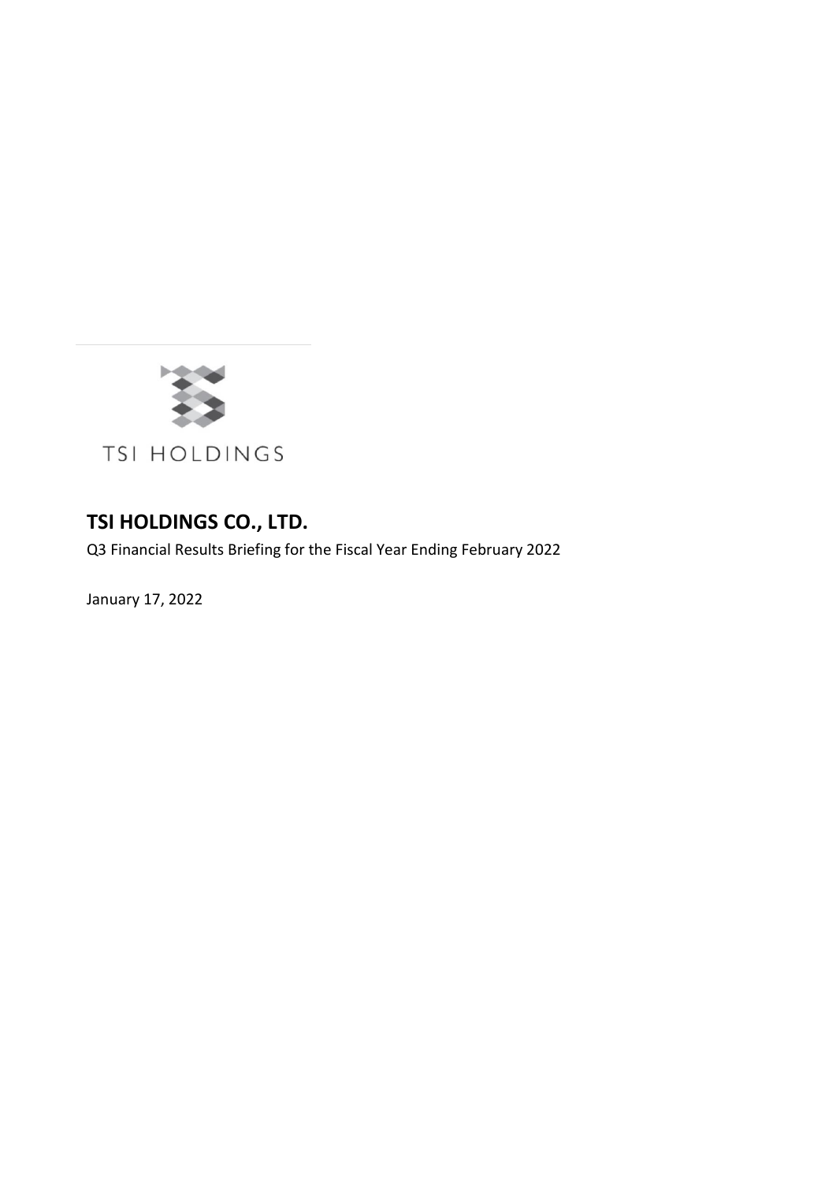TSI HOLDINGS

# TSI HOLDINGS CO., LTD.

Q3 Financial Results Briefing for the Fiscal Year Ending February 2022

January 17, 2022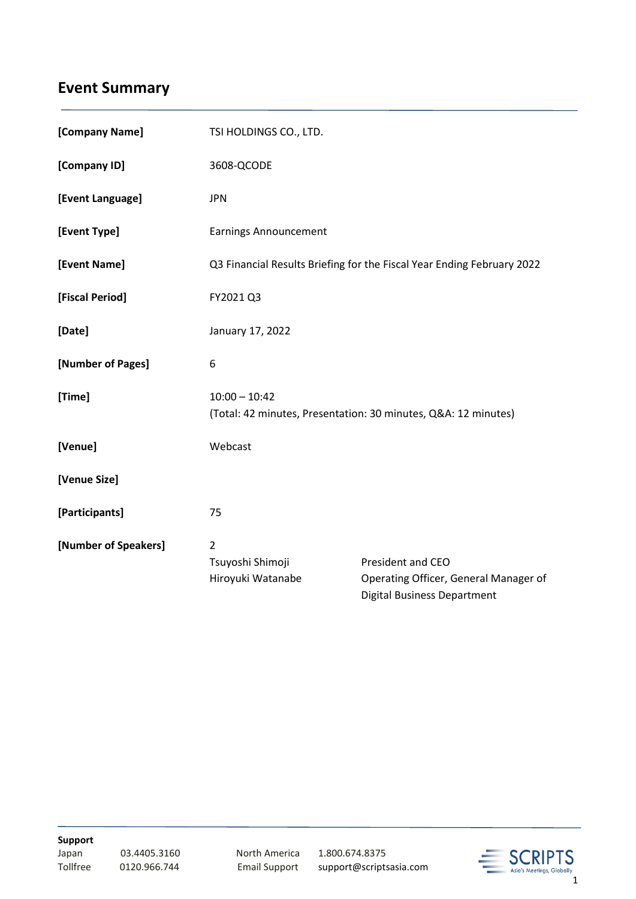# Event Summary

| | |
|---|---|
| **[Company Name]** | TSI HOLDINGS CO., LTD. |
| **[Company ID]** | 3608-QCODE |
| **[Event Language]** | JPN |
| **[Event Type]** | Earnings Announcement |
| **[Event Name]** | Q3 Financial Results Briefing for the Fiscal Year Ending February 2022 |
| **[Fiscal Period]** | FY2021 Q3 |
| **[Date]** | January 17, 2022 |
| **[Number of Pages]** | 6 |
| **[Time]** | 10:00 – 10:42<br>(Total: 42 minutes, Presentation: 30 minutes, Q&A: 12 minutes) |
| **[Venue]** | Webcast |
| **[Venue Size]** | |
| **[Participants]** | 75 |
| **[Number of Speakers]** | 2 |

| Speaker | Title |
|---|---|
| Tsuyoshi Shimoji | President and CEO |
| Hiroyuki Watanabe | Operating Officer, General Manager of Digital Business Department |

**Support**

| | | | |
|---|---|---|---|
| Japan | 03.4405.3160 | North America | 1.800.674.8375 |
| Tollfree | 0120.966.744 | Email Support | support@scriptsasia.com |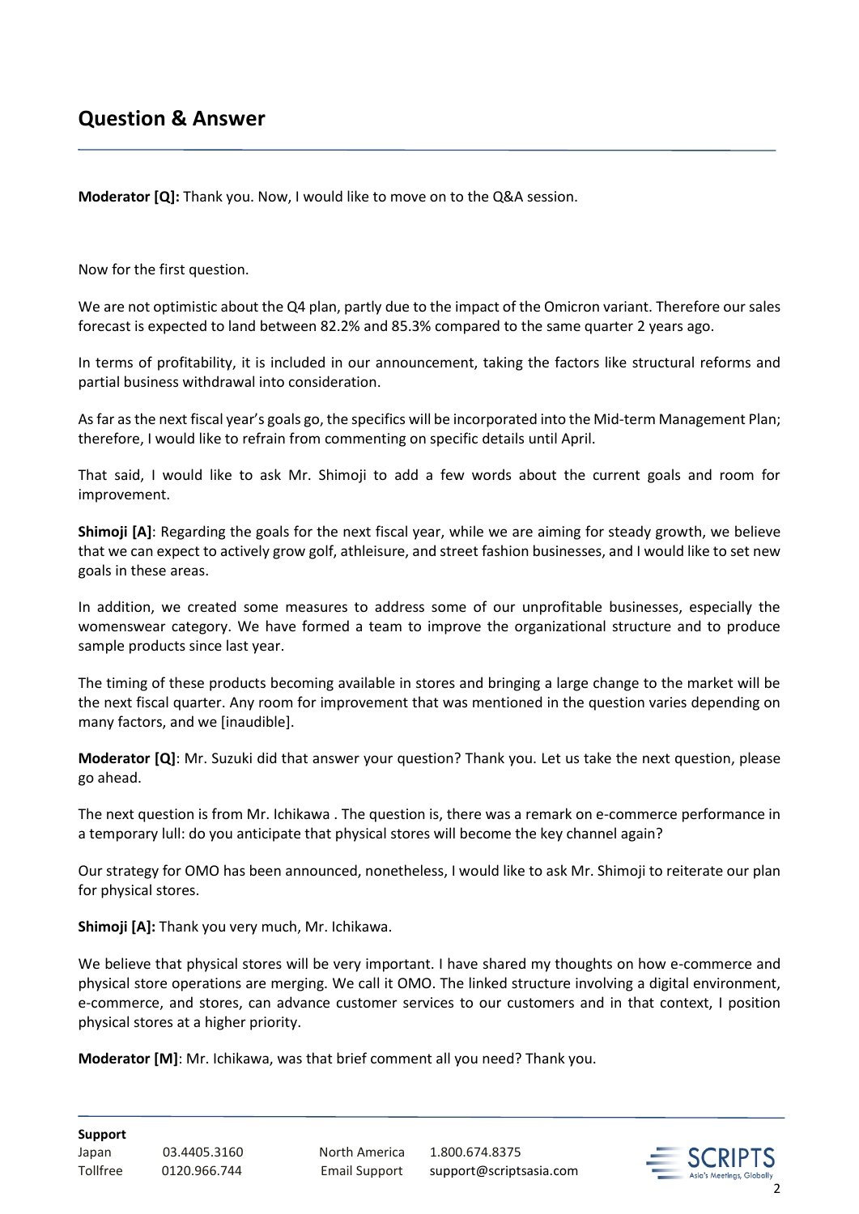## Question & Answer

**Moderator [Q]:** Thank you. Now, I would like to move on to the Q&A session.

Now for the first question.

We are not optimistic about the Q4 plan, partly due to the impact of the Omicron variant. Therefore our sales forecast is expected to land between 82.2% and 85.3% compared to the same quarter 2 years ago.

In terms of profitability, it is included in our announcement, taking the factors like structural reforms and partial business withdrawal into consideration.

As far as the next fiscal year's goals go, the specifics will be incorporated into the Mid-term Management Plan; therefore, I would like to refrain from commenting on specific details until April.

That said, I would like to ask Mr. Shimoji to add a few words about the current goals and room for improvement.

**Shimoji [A]**: Regarding the goals for the next fiscal year, while we are aiming for steady growth, we believe that we can expect to actively grow golf, athleisure, and street fashion businesses, and I would like to set new goals in these areas.

In addition, we created some measures to address some of our unprofitable businesses, especially the womenswear category. We have formed a team to improve the organizational structure and to produce sample products since last year.

The timing of these products becoming available in stores and bringing a large change to the market will be the next fiscal quarter. Any room for improvement that was mentioned in the question varies depending on many factors, and we [inaudible].

**Moderator [Q]**: Mr. Suzuki did that answer your question? Thank you. Let us take the next question, please go ahead.

The next question is from Mr. Ichikawa . The question is, there was a remark on e-commerce performance in a temporary lull: do you anticipate that physical stores will become the key channel again?

Our strategy for OMO has been announced, nonetheless, I would like to ask Mr. Shimoji to reiterate our plan for physical stores.

**Shimoji [A]:** Thank you very much, Mr. Ichikawa.

We believe that physical stores will be very important. I have shared my thoughts on how e-commerce and physical store operations are merging. We call it OMO. The linked structure involving a digital environment, e-commerce, and stores, can advance customer services to our customers and in that context, I position physical stores at a higher priority.

**Moderator [M]**: Mr. Ichikawa, was that brief comment all you need? Thank you.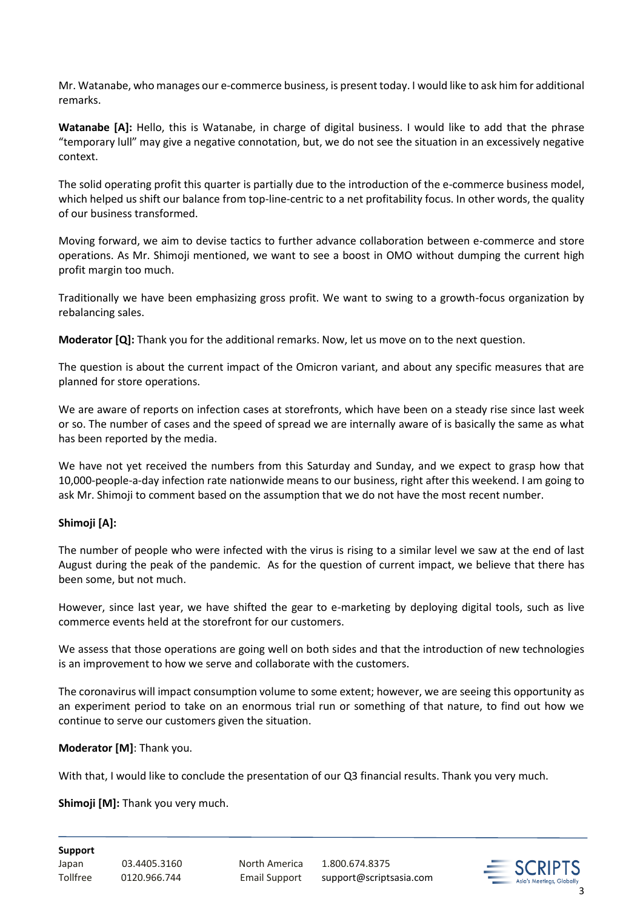Mr. Watanabe, who manages our e-commerce business, is present today. I would like to ask him for additional remarks.

**Watanabe [A]:** Hello, this is Watanabe, in charge of digital business. I would like to add that the phrase "temporary lull" may give a negative connotation, but, we do not see the situation in an excessively negative context.

The solid operating profit this quarter is partially due to the introduction of the e-commerce business model, which helped us shift our balance from top-line-centric to a net profitability focus. In other words, the quality of our business transformed.

Moving forward, we aim to devise tactics to further advance collaboration between e-commerce and store operations. As Mr. Shimoji mentioned, we want to see a boost in OMO without dumping the current high profit margin too much.

Traditionally we have been emphasizing gross profit. We want to swing to a growth-focus organization by rebalancing sales.

**Moderator [Q]:** Thank you for the additional remarks. Now, let us move on to the next question.

The question is about the current impact of the Omicron variant, and about any specific measures that are planned for store operations.

We are aware of reports on infection cases at storefronts, which have been on a steady rise since last week or so. The number of cases and the speed of spread we are internally aware of is basically the same as what has been reported by the media.

We have not yet received the numbers from this Saturday and Sunday, and we expect to grasp how that 10,000-people-a-day infection rate nationwide means to our business, right after this weekend. I am going to ask Mr. Shimoji to comment based on the assumption that we do not have the most recent number.

**Shimoji [A]:**

The number of people who were infected with the virus is rising to a similar level we saw at the end of last August during the peak of the pandemic. As for the question of current impact, we believe that there has been some, but not much.

However, since last year, we have shifted the gear to e-marketing by deploying digital tools, such as live commerce events held at the storefront for our customers.

We assess that those operations are going well on both sides and that the introduction of new technologies is an improvement to how we serve and collaborate with the customers.

The coronavirus will impact consumption volume to some extent; however, we are seeing this opportunity as an experiment period to take on an enormous trial run or something of that nature, to find out how we continue to serve our customers given the situation.

**Moderator [M]**: Thank you.

With that, I would like to conclude the presentation of our Q3 financial results. Thank you very much.

**Shimoji [M]:** Thank you very much.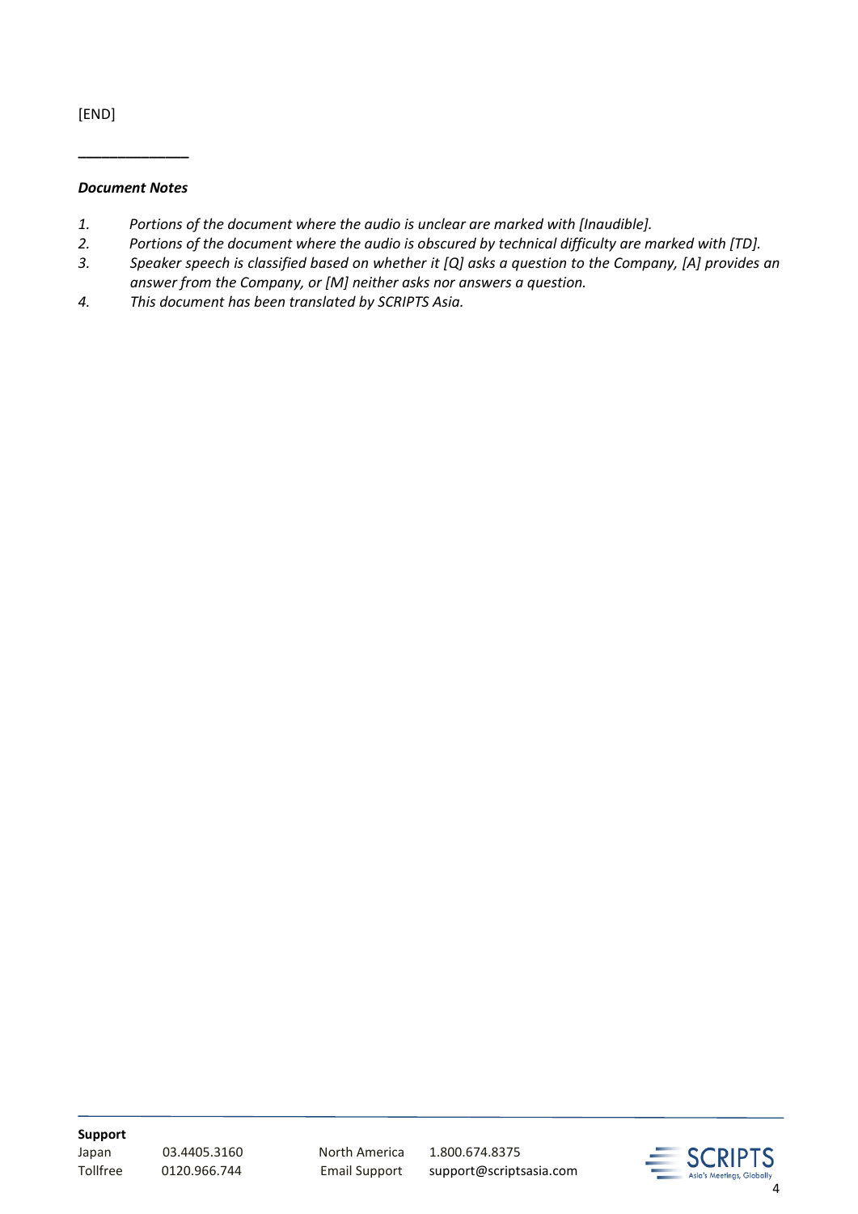[END]

______________

***Document Notes***

1. *Portions of the document where the audio is unclear are marked with [Inaudible].*
2. *Portions of the document where the audio is obscured by technical difficulty are marked with [TD].*
3. *Speaker speech is classified based on whether it [Q] asks a question to the Company, [A] provides an answer from the Company, or [M] neither asks nor answers a question.*
4. *This document has been translated by SCRIPTS Asia.*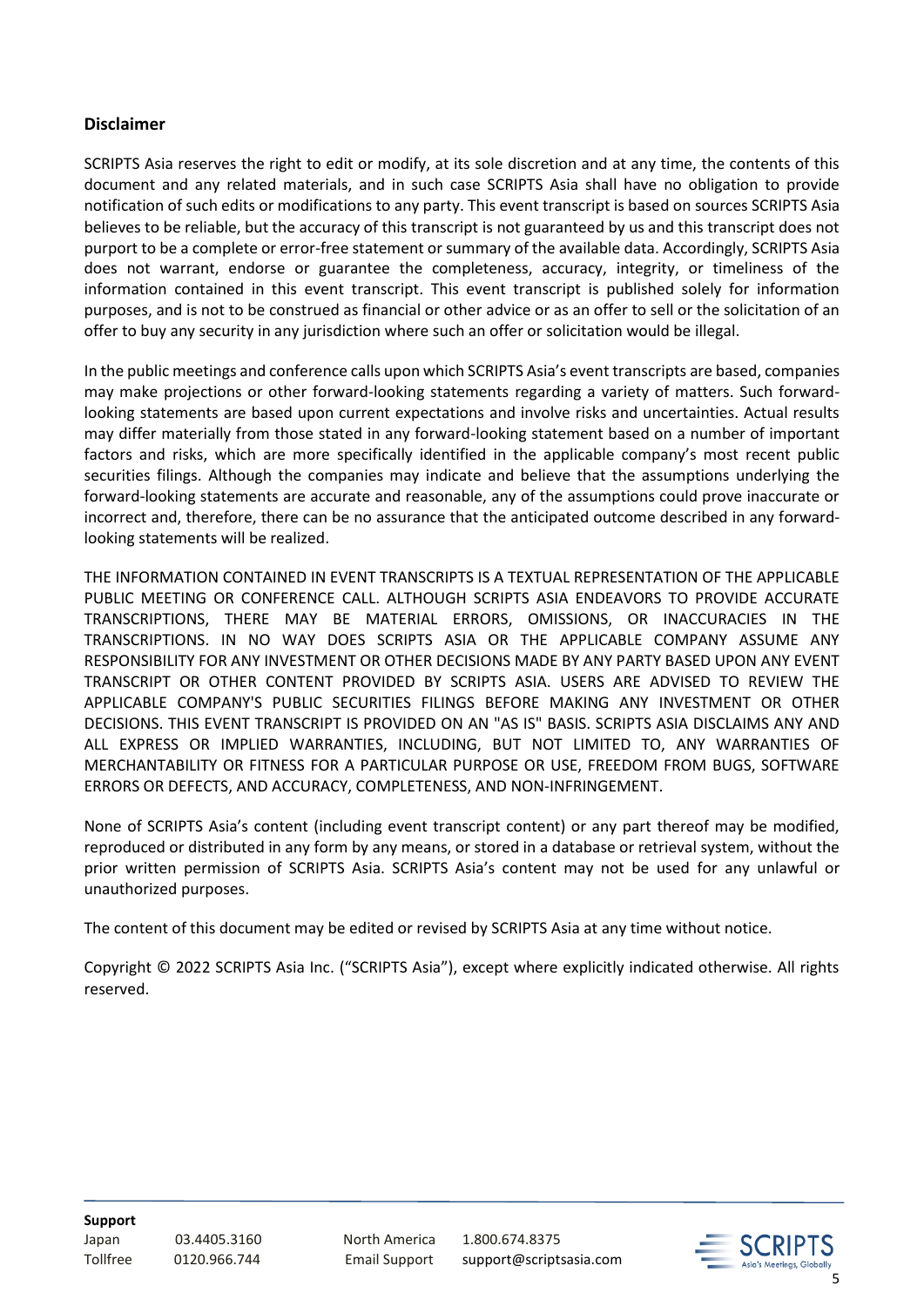## Disclaimer

SCRIPTS Asia reserves the right to edit or modify, at its sole discretion and at any time, the contents of this document and any related materials, and in such case SCRIPTS Asia shall have no obligation to provide notification of such edits or modifications to any party. This event transcript is based on sources SCRIPTS Asia believes to be reliable, but the accuracy of this transcript is not guaranteed by us and this transcript does not purport to be a complete or error-free statement or summary of the available data. Accordingly, SCRIPTS Asia does not warrant, endorse or guarantee the completeness, accuracy, integrity, or timeliness of the information contained in this event transcript. This event transcript is published solely for information purposes, and is not to be construed as financial or other advice or as an offer to sell or the solicitation of an offer to buy any security in any jurisdiction where such an offer or solicitation would be illegal.

In the public meetings and conference calls upon which SCRIPTS Asia's event transcripts are based, companies may make projections or other forward-looking statements regarding a variety of matters. Such forward-looking statements are based upon current expectations and involve risks and uncertainties. Actual results may differ materially from those stated in any forward-looking statement based on a number of important factors and risks, which are more specifically identified in the applicable company's most recent public securities filings. Although the companies may indicate and believe that the assumptions underlying the forward-looking statements are accurate and reasonable, any of the assumptions could prove inaccurate or incorrect and, therefore, there can be no assurance that the anticipated outcome described in any forward-looking statements will be realized.

THE INFORMATION CONTAINED IN EVENT TRANSCRIPTS IS A TEXTUAL REPRESENTATION OF THE APPLICABLE PUBLIC MEETING OR CONFERENCE CALL. ALTHOUGH SCRIPTS ASIA ENDEAVORS TO PROVIDE ACCURATE TRANSCRIPTIONS, THERE MAY BE MATERIAL ERRORS, OMISSIONS, OR INACCURACIES IN THE TRANSCRIPTIONS. IN NO WAY DOES SCRIPTS ASIA OR THE APPLICABLE COMPANY ASSUME ANY RESPONSIBILITY FOR ANY INVESTMENT OR OTHER DECISIONS MADE BY ANY PARTY BASED UPON ANY EVENT TRANSCRIPT OR OTHER CONTENT PROVIDED BY SCRIPTS ASIA. USERS ARE ADVISED TO REVIEW THE APPLICABLE COMPANY'S PUBLIC SECURITIES FILINGS BEFORE MAKING ANY INVESTMENT OR OTHER DECISIONS. THIS EVENT TRANSCRIPT IS PROVIDED ON AN "AS IS" BASIS. SCRIPTS ASIA DISCLAIMS ANY AND ALL EXPRESS OR IMPLIED WARRANTIES, INCLUDING, BUT NOT LIMITED TO, ANY WARRANTIES OF MERCHANTABILITY OR FITNESS FOR A PARTICULAR PURPOSE OR USE, FREEDOM FROM BUGS, SOFTWARE ERRORS OR DEFECTS, AND ACCURACY, COMPLETENESS, AND NON-INFRINGEMENT.

None of SCRIPTS Asia's content (including event transcript content) or any part thereof may be modified, reproduced or distributed in any form by any means, or stored in a database or retrieval system, without the prior written permission of SCRIPTS Asia. SCRIPTS Asia's content may not be used for any unlawful or unauthorized purposes.

The content of this document may be edited or revised by SCRIPTS Asia at any time without notice.

Copyright © 2022 SCRIPTS Asia Inc. ("SCRIPTS Asia"), except where explicitly indicated otherwise. All rights reserved.